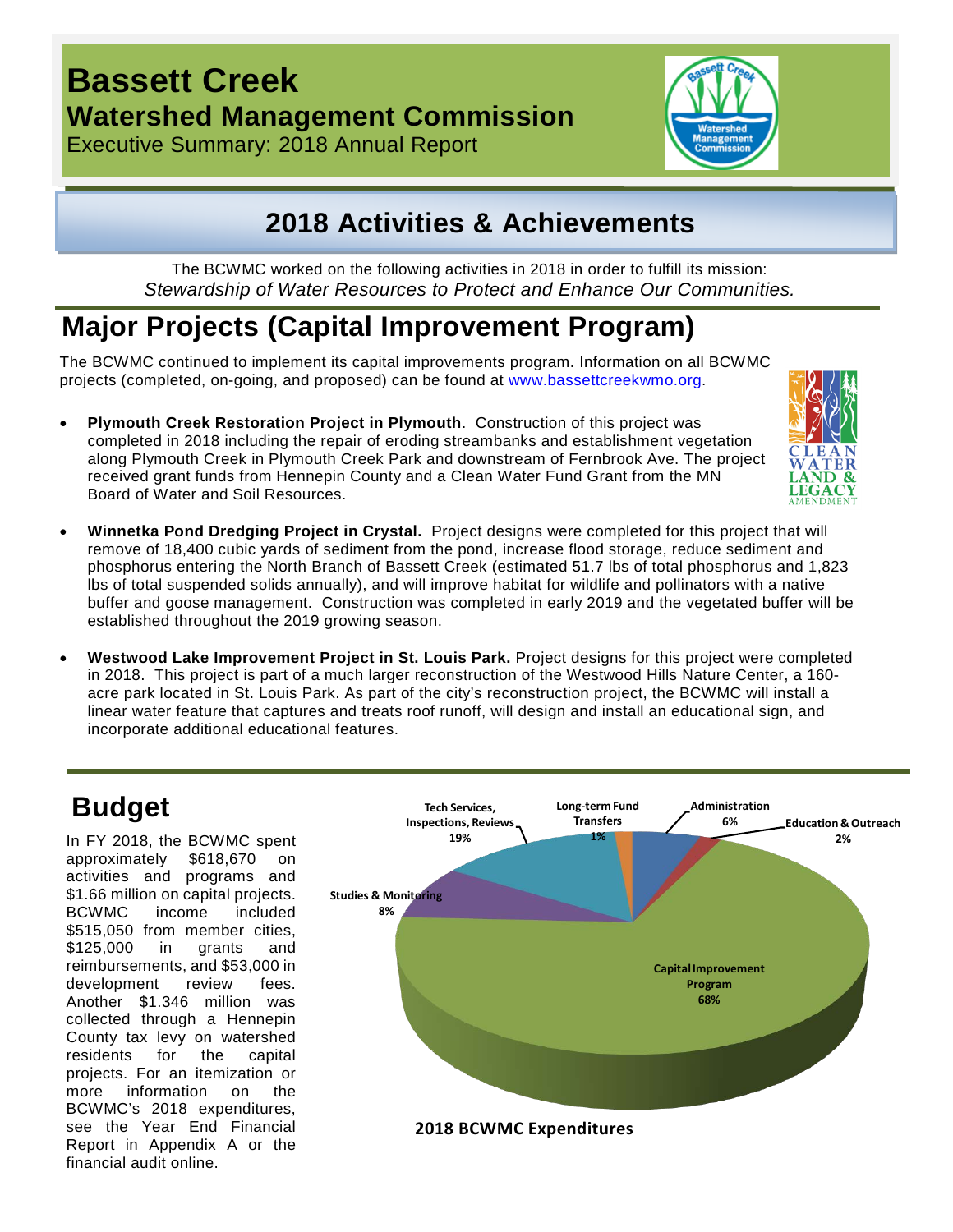# Bassett Creek

## Watershed Management Commission

Executive Summary: 2018 Annual Report

## 2018 Activities & Achievements

The BCWMC worked on the following activities in 2018 in order to fulfill its mission:
*Stewardship of Water Resources to Protect and Enhance Our Communities.*

## Major Projects (Capital Improvement Program)

The BCWMC continued to implement its capital improvements program. Information on all BCWMC projects (completed, on-going, and proposed) can be found at www.bassettcreekwmo.org.

- **Plymouth Creek Restoration Project in Plymouth**. Construction of this project was completed in 2018 including the repair of eroding streambanks and establishment vegetation along Plymouth Creek in Plymouth Creek Park and downstream of Fernbrook Ave. The project received grant funds from Hennepin County and a Clean Water Fund Grant from the MN Board of Water and Soil Resources.
- **Winnetka Pond Dredging Project in Crystal.** Project designs were completed for this project that will remove of 18,400 cubic yards of sediment from the pond, increase flood storage, reduce sediment and phosphorus entering the North Branch of Bassett Creek (estimated 51.7 lbs of total phosphorus and 1,823 lbs of total suspended solids annually), and will improve habitat for wildlife and pollinators with a native buffer and goose management. Construction was completed in early 2019 and the vegetated buffer will be established throughout the 2019 growing season.
- **Westwood Lake Improvement Project in St. Louis Park.** Project designs for this project were completed in 2018. This project is part of a much larger reconstruction of the Westwood Hills Nature Center, a 160-acre park located in St. Louis Park. As part of the city's reconstruction project, the BCWMC will install a linear water feature that captures and treats roof runoff, will design and install an educational sign, and incorporate additional educational features.

## Budget

In FY 2018, the BCWMC spent approximately $618,670 on activities and programs and $1.66 million on capital projects. BCWMC income included $515,050 from member cities, $125,000 in grants and reimbursements, and $53,000 in development review fees. Another $1.346 million was collected through a Hennepin County tax levy on watershed residents for the capital projects. For an itemization or more information on the BCWMC's 2018 expenditures, see the Year End Financial Report in Appendix A or the financial audit online.

| Category | Percent |
|---|---|
| Capital Improvement Program | 68% |
| Tech Services, Inspections, Reviews | 19% |
| Studies & Monitoring | 8% |
| Administration | 6% |
| Education & Outreach | 2% |
| Long-term Fund Transfers | 1% |

**2018 BCWMC Expenditures**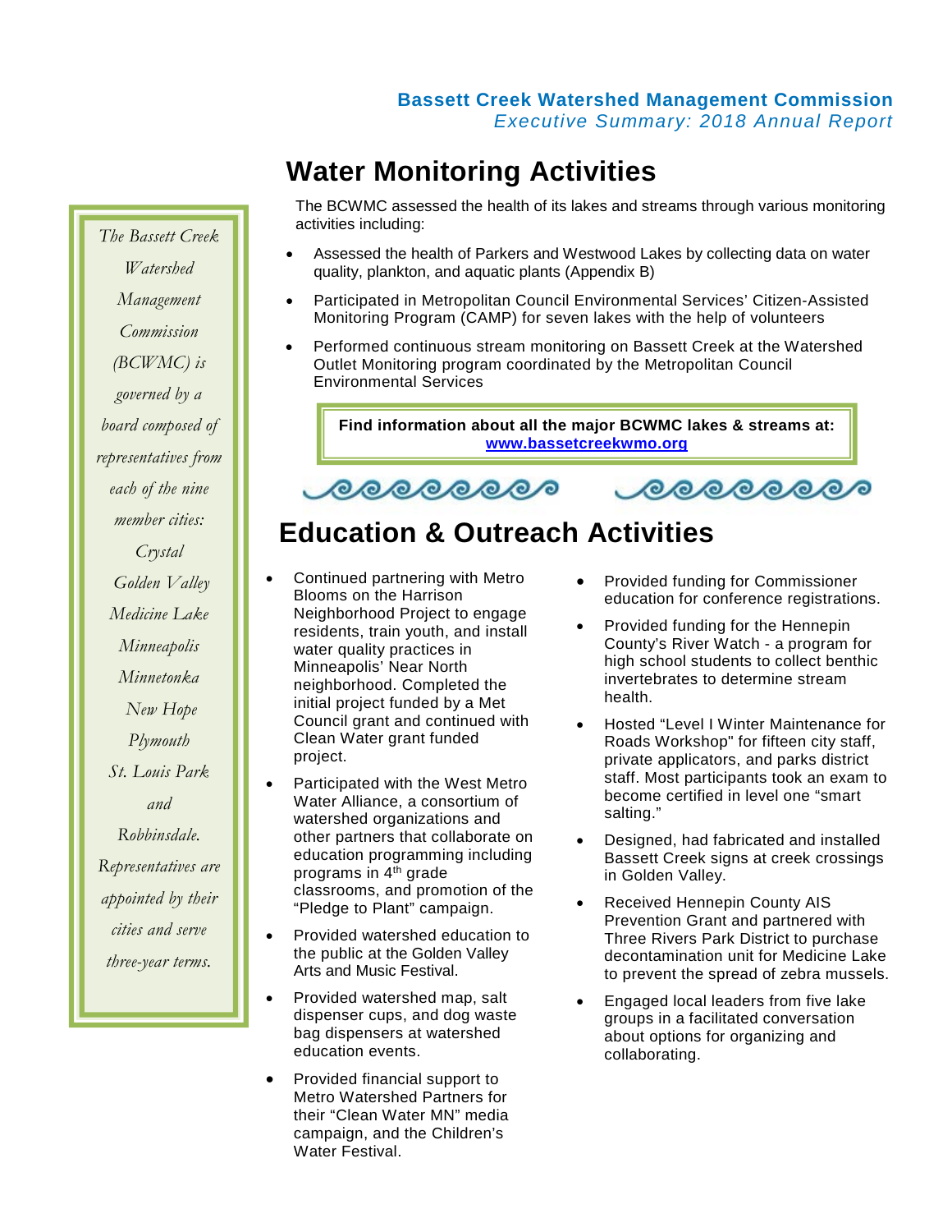**Bassett Creek Watershed Management Commission**
*Executive Summary: 2018 Annual Report*

*The Bassett Creek Watershed Management Commission (BCWMC) is governed by a board composed of representatives from each of the nine member cities: Crystal, Golden Valley, Medicine Lake, Minneapolis, Minnetonka, New Hope, Plymouth, St. Louis Park and Robbinsdale. Representatives are appointed by their cities and serve three-year terms.*

# Water Monitoring Activities

The BCWMC assessed the health of its lakes and streams through various monitoring activities including:

- Assessed the health of Parkers and Westwood Lakes by collecting data on water quality, plankton, and aquatic plants (Appendix B)
- Participated in Metropolitan Council Environmental Services' Citizen-Assisted Monitoring Program (CAMP) for seven lakes with the help of volunteers
- Performed continuous stream monitoring on Bassett Creek at the Watershed Outlet Monitoring program coordinated by the Metropolitan Council Environmental Services

**Find information about all the major BCWMC lakes & streams at: [www.bassetcreekwmo.org](http://www.bassetcreekwmo.org)**

# Education & Outreach Activities

- Continued partnering with Metro Blooms on the Harrison Neighborhood Project to engage residents, train youth, and install water quality practices in Minneapolis' Near North neighborhood. Completed the initial project funded by a Met Council grant and continued with Clean Water grant funded project.
- Participated with the West Metro Water Alliance, a consortium of watershed organizations and other partners that collaborate on education programming including programs in 4th grade classrooms, and promotion of the "Pledge to Plant" campaign.
- Provided watershed education to the public at the Golden Valley Arts and Music Festival.
- Provided watershed map, salt dispenser cups, and dog waste bag dispensers at watershed education events.
- Provided financial support to Metro Watershed Partners for their "Clean Water MN" media campaign, and the Children's Water Festival.
- Provided funding for Commissioner education for conference registrations.
- Provided funding for the Hennepin County's River Watch - a program for high school students to collect benthic invertebrates to determine stream health.
- Hosted "Level I Winter Maintenance for Roads Workshop" for fifteen city staff, private applicators, and parks district staff. Most participants took an exam to become certified in level one "smart salting."
- Designed, had fabricated and installed Bassett Creek signs at creek crossings in Golden Valley.
- Received Hennepin County AIS Prevention Grant and partnered with Three Rivers Park District to purchase decontamination unit for Medicine Lake to prevent the spread of zebra mussels.
- Engaged local leaders from five lake groups in a facilitated conversation about options for organizing and collaborating.